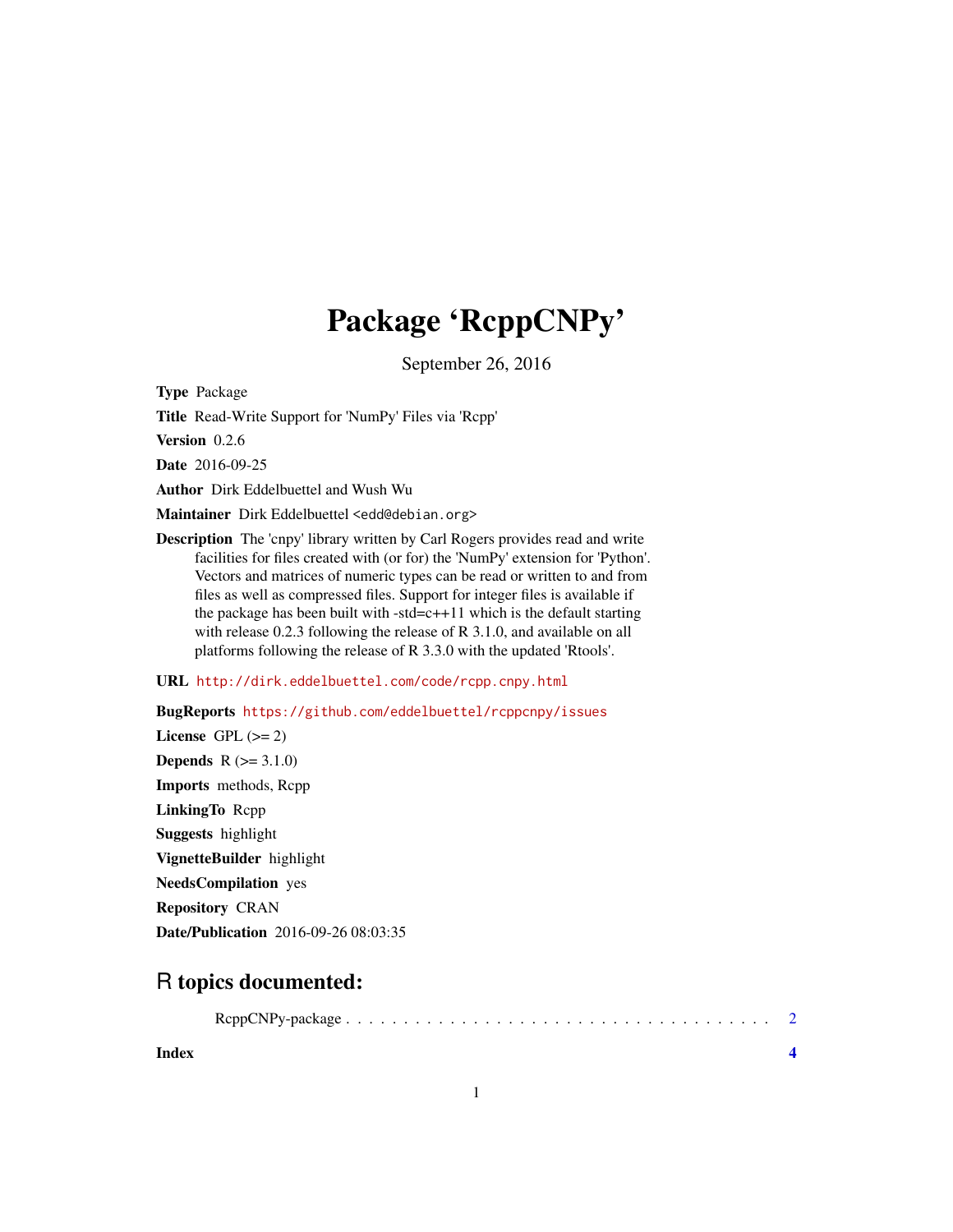# Package 'RcppCNPy'

September 26, 2016

**Type** Package

**Title** Read-Write Support for 'NumPy' Files via 'Rcpp'

**Version** 0.2.6

**Date** 2016-09-25

**Author** Dirk Eddelbuettel and Wush Wu

**Maintainer** Dirk Eddelbuettel <edd@debian.org>

**Description** The 'cnpy' library written by Carl Rogers provides read and write facilities for files created with (or for) the 'NumPy' extension for 'Python'. Vectors and matrices of numeric types can be read or written to and from files as well as compressed files. Support for integer files is available if the package has been built with -std=c++11 which is the default starting with release 0.2.3 following the release of R 3.1.0, and available on all platforms following the release of R 3.3.0 with the updated 'Rtools'.

**URL** http://dirk.eddelbuettel.com/code/rcpp.cnpy.html

**BugReports** https://github.com/eddelbuettel/rcppcnpy/issues

**License** GPL (>= 2)

**Depends** R (>= 3.1.0)

**Imports** methods, Rcpp

**LinkingTo** Rcpp

**Suggests** highlight

**VignetteBuilder** highlight

**NeedsCompilation** yes

**Repository** CRAN

**Date/Publication** 2016-09-26 08:03:35

## R topics documented:

RcppCNPy-package . . . . . . . . . . . . . . . . . . . . . . . . . . . . . . . . . . . . 2

**Index** **4**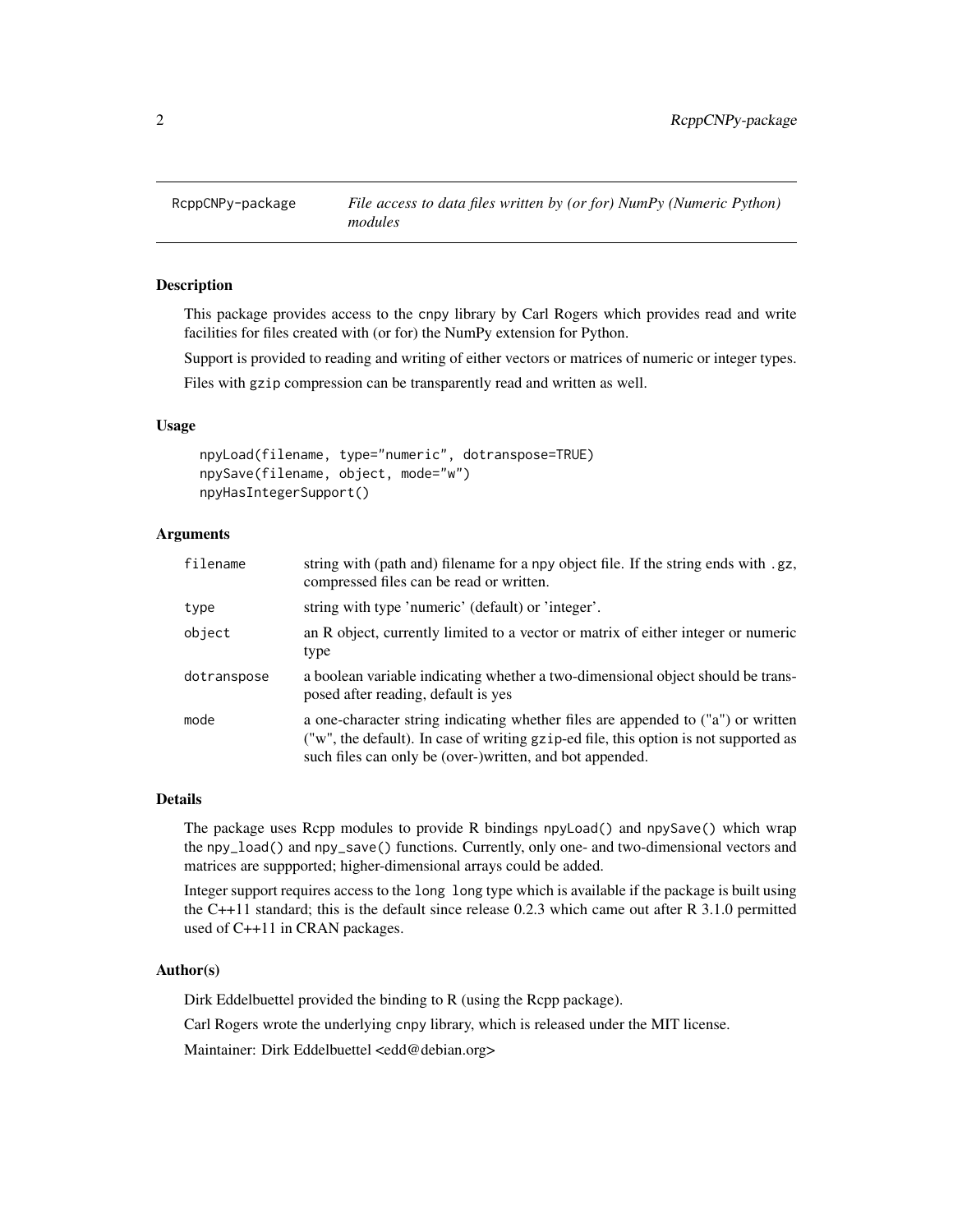## RcppCNPy-package — *File access to data files written by (or for) NumPy (Numeric Python) modules*

### Description

This package provides access to the cnpy library by Carl Rogers which provides read and write facilities for files created with (or for) the NumPy extension for Python.

Support is provided to reading and writing of either vectors or matrices of numeric or integer types.

Files with gzip compression can be transparently read and written as well.

### Usage

```
npyLoad(filename, type="numeric", dotranspose=TRUE)
npySave(filename, object, mode="w")
npyHasIntegerSupport()
```

### Arguments

| | |
|---|---|
| filename | string with (path and) filename for a npy object file. If the string ends with .gz, compressed files can be read or written. |
| type | string with type 'numeric' (default) or 'integer'. |
| object | an R object, currently limited to a vector or matrix of either integer or numeric type |
| dotranspose | a boolean variable indicating whether a two-dimensional object should be transposed after reading, default is yes |
| mode | a one-character string indicating whether files are appended to ("a") or written ("w", the default). In case of writing gzip-ed file, this option is not supported as such files can only be (over-)written, and bot appended. |

### Details

The package uses Rcpp modules to provide R bindings npyLoad() and npySave() which wrap the npy_load() and npy_save() functions. Currently, only one- and two-dimensional vectors and matrices are suppported; higher-dimensional arrays could be added.

Integer support requires access to the long long type which is available if the package is built using the C++11 standard; this is the default since release 0.2.3 which came out after R 3.1.0 permitted used of C++11 in CRAN packages.

### Author(s)

Dirk Eddelbuettel provided the binding to R (using the Rcpp package).

Carl Rogers wrote the underlying cnpy library, which is released under the MIT license.

Maintainer: Dirk Eddelbuettel <edd@debian.org>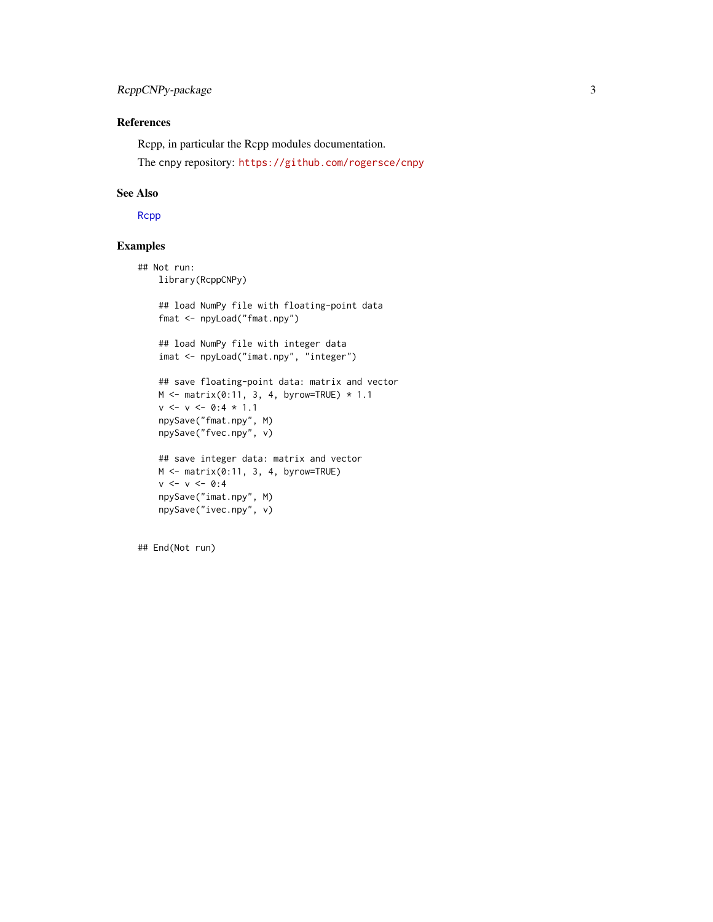### References

Rcpp, in particular the Rcpp modules documentation.

The cnpy repository: https://github.com/rogersce/cnpy

### See Also

Rcpp

### Examples

```
## Not run:
    library(RcppCNPy)

    ## load NumPy file with floating-point data
    fmat <- npyLoad("fmat.npy")

    ## load NumPy file with integer data
    imat <- npyLoad("imat.npy", "integer")

    ## save floating-point data: matrix and vector
    M <- matrix(0:11, 3, 4, byrow=TRUE) * 1.1
    v <- v <- 0:4 * 1.1
    npySave("fmat.npy", M)
    npySave("fvec.npy", v)

    ## save integer data: matrix and vector
    M <- matrix(0:11, 3, 4, byrow=TRUE)
    v <- v <- 0:4
    npySave("imat.npy", M)
    npySave("ivec.npy", v)


## End(Not run)
```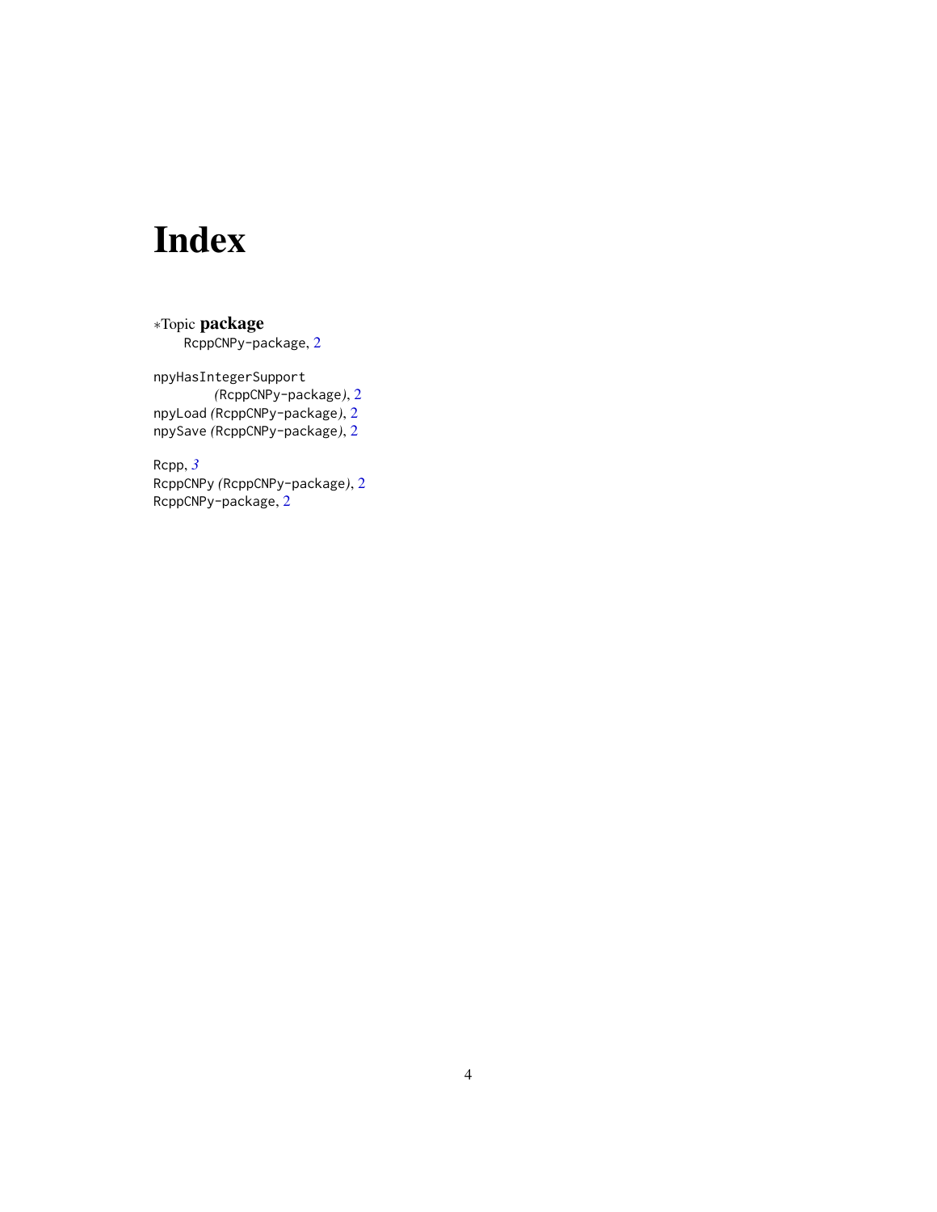# Index

*Topic **package**
RcppCNPy-package, 2

npyHasIntegerSupport
(RcppCNPy-package), 2
npyLoad (RcppCNPy-package), 2
npySave (RcppCNPy-package), 2

Rcpp, *3*
RcppCNPy (RcppCNPy-package), 2
RcppCNPy-package, 2